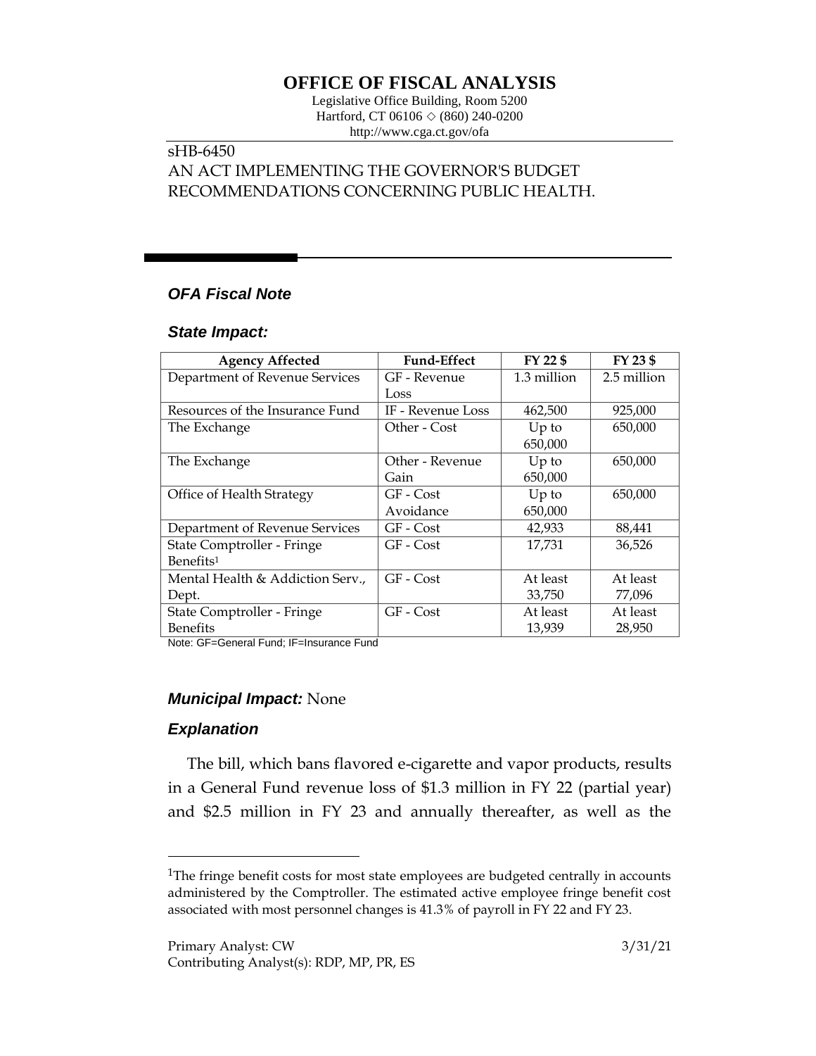# OFFICE OF FISCAL ANALYSIS

Legislative Office Building, Room 5200
Hartford, CT 06106 ◇ (860) 240-0200
http://www.cga.ct.gov/ofa

sHB-6450
AN ACT IMPLEMENTING THE GOVERNOR'S BUDGET RECOMMENDATIONS CONCERNING PUBLIC HEALTH.

## *OFA Fiscal Note*

### *State Impact:*

| Agency Affected | Fund-Effect | FY 22 $ | FY 23 $ |
|---|---|---|---|
| Department of Revenue Services | GF - Revenue Loss | 1.3 million | 2.5 million |
| Resources of the Insurance Fund | IF - Revenue Loss | 462,500 | 925,000 |
| The Exchange | Other - Cost | Up to 650,000 | 650,000 |
| The Exchange | Other - Revenue Gain | Up to 650,000 | 650,000 |
| Office of Health Strategy | GF - Cost Avoidance | Up to 650,000 | 650,000 |
| Department of Revenue Services | GF - Cost | 42,933 | 88,441 |
| State Comptroller - Fringe Benefits[1] | GF - Cost | 17,731 | 36,526 |
| Mental Health & Addiction Serv., Dept. | GF - Cost | At least 33,750 | At least 77,096 |
| State Comptroller - Fringe Benefits | GF - Cost | At least 13,939 | At least 28,950 |

Note: GF=General Fund; IF=Insurance Fund

### *Municipal Impact:* None

### *Explanation*

The bill, which bans flavored e-cigarette and vapor products, results in a General Fund revenue loss of $1.3 million in FY 22 (partial year) and $2.5 million in FY 23 and annually thereafter, as well as the

[1]The fringe benefit costs for most state employees are budgeted centrally in accounts administered by the Comptroller. The estimated active employee fringe benefit cost associated with most personnel changes is 41.3% of payroll in FY 22 and FY 23.

Primary Analyst: CW 3/31/21
Contributing Analyst(s): RDP, MP, PR, ES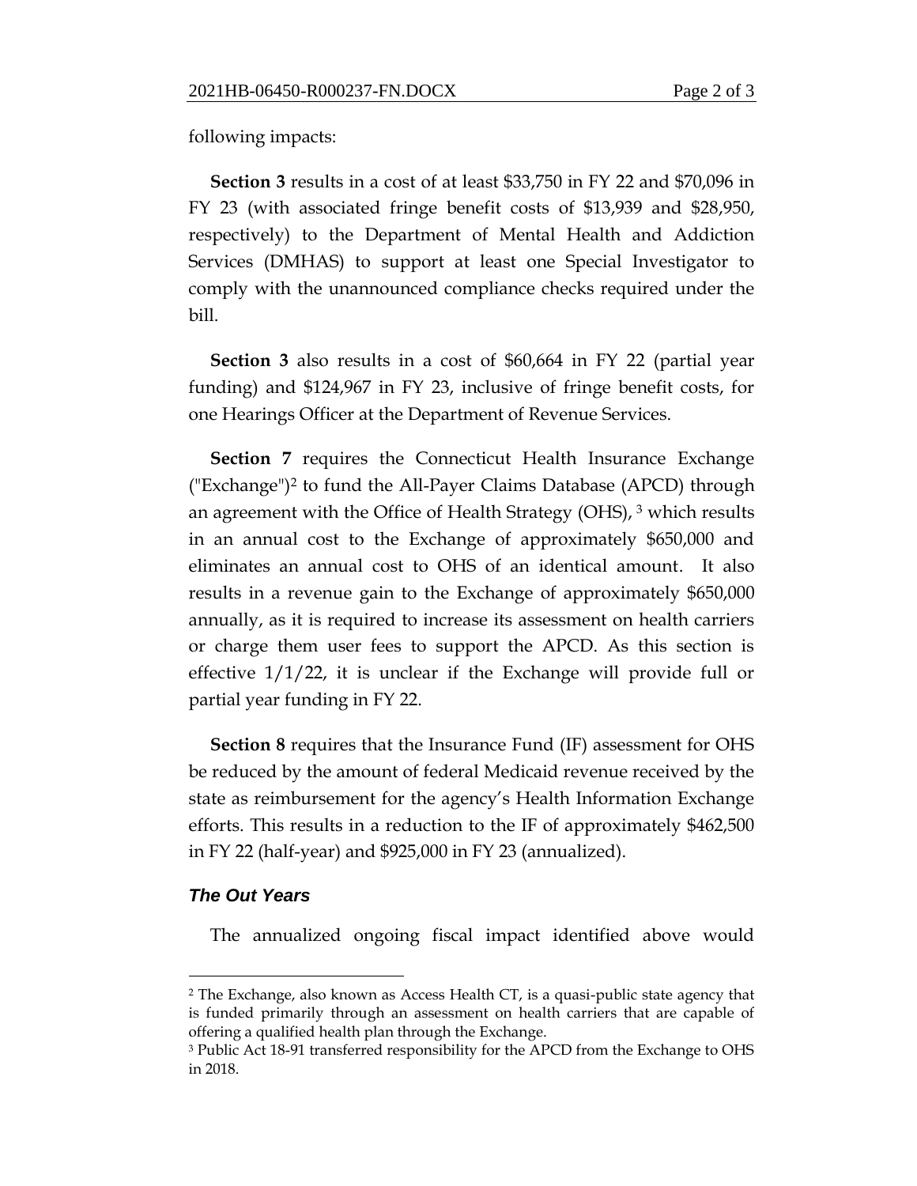following impacts:

**Section 3** results in a cost of at least $33,750 in FY 22 and $70,096 in FY 23 (with associated fringe benefit costs of $13,939 and $28,950, respectively) to the Department of Mental Health and Addiction Services (DMHAS) to support at least one Special Investigator to comply with the unannounced compliance checks required under the bill.

**Section 3** also results in a cost of $60,664 in FY 22 (partial year funding) and $124,967 in FY 23, inclusive of fringe benefit costs, for one Hearings Officer at the Department of Revenue Services.

**Section 7** requires the Connecticut Health Insurance Exchange ("Exchange")[2] to fund the All-Payer Claims Database (APCD) through an agreement with the Office of Health Strategy (OHS), [3] which results in an annual cost to the Exchange of approximately $650,000 and eliminates an annual cost to OHS of an identical amount. It also results in a revenue gain to the Exchange of approximately $650,000 annually, as it is required to increase its assessment on health carriers or charge them user fees to support the APCD. As this section is effective 1/1/22, it is unclear if the Exchange will provide full or partial year funding in FY 22.

**Section 8** requires that the Insurance Fund (IF) assessment for OHS be reduced by the amount of federal Medicaid revenue received by the state as reimbursement for the agency's Health Information Exchange efforts. This results in a reduction to the IF of approximately $462,500 in FY 22 (half-year) and $925,000 in FY 23 (annualized).

### *The Out Years*

The annualized ongoing fiscal impact identified above would

---

[2] The Exchange, also known as Access Health CT, is a quasi-public state agency that is funded primarily through an assessment on health carriers that are capable of offering a qualified health plan through the Exchange.

[3] Public Act 18-91 transferred responsibility for the APCD from the Exchange to OHS in 2018.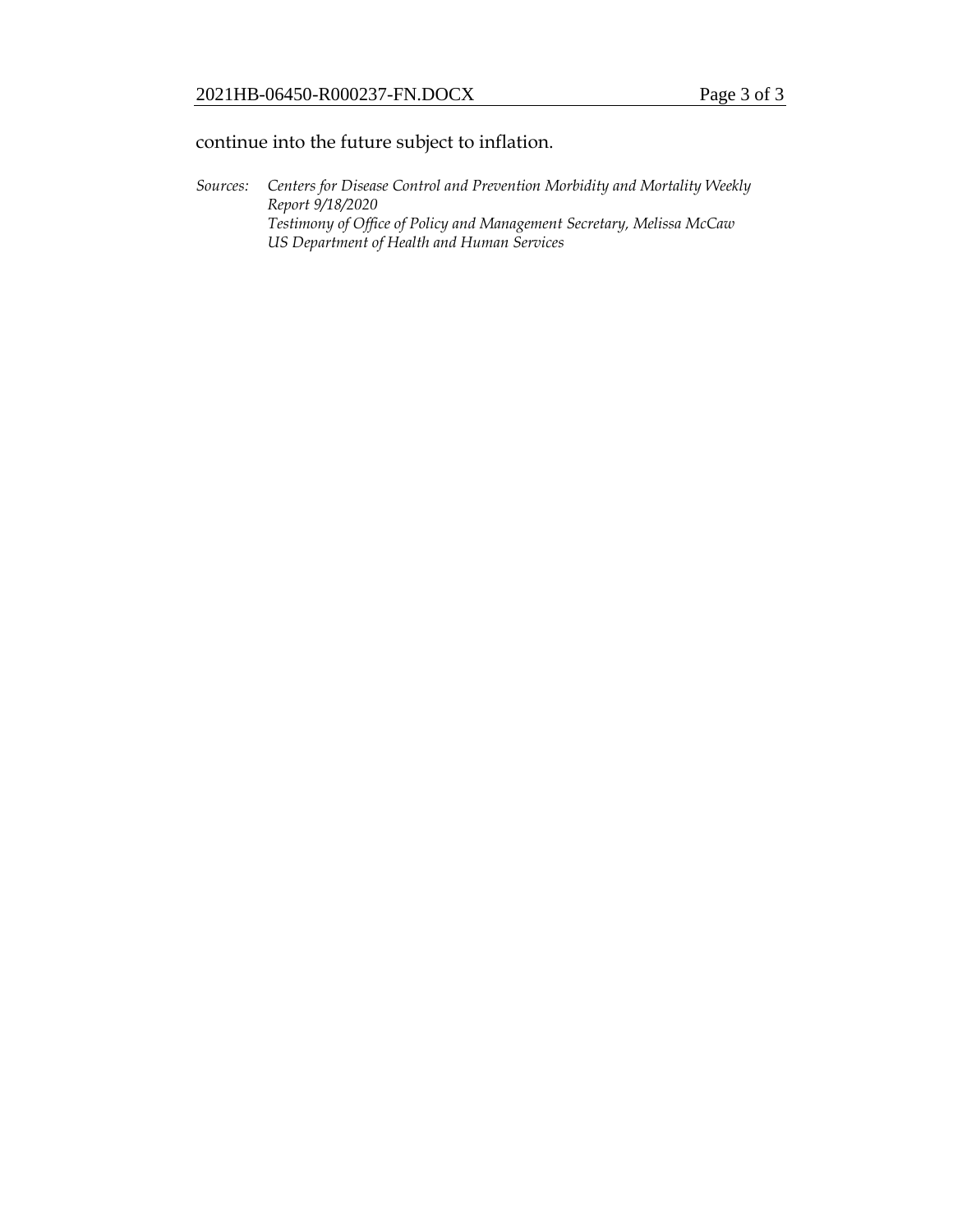continue into the future subject to inflation.

*Sources: Centers for Disease Control and Prevention Morbidity and Mortality Weekly Report 9/18/2020*
*Testimony of Office of Policy and Management Secretary, Melissa McCaw*
*US Department of Health and Human Services*